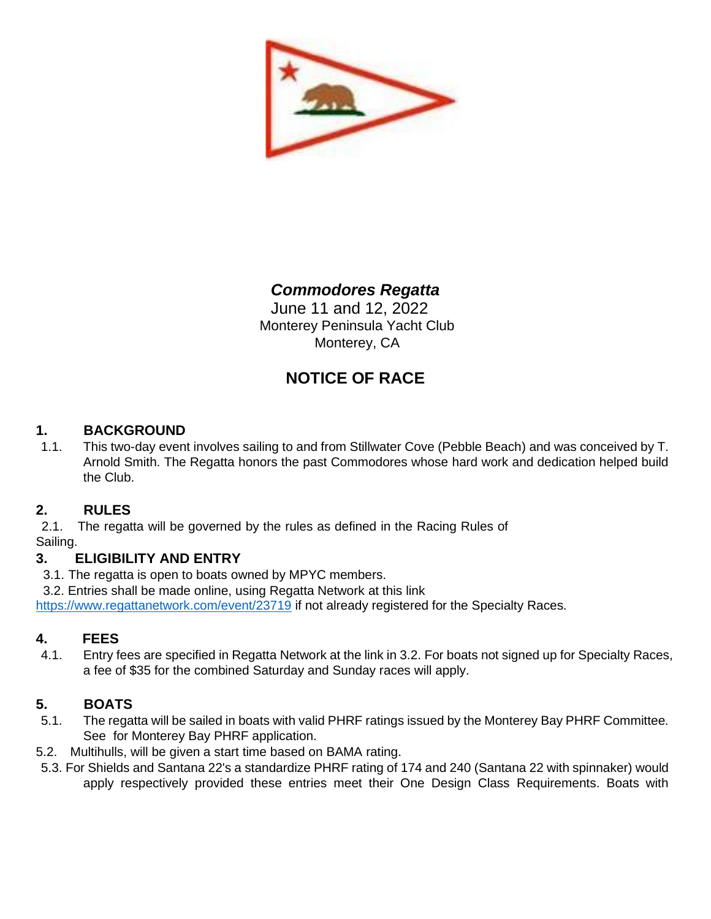***Commodores Regatta***

June 11 and 12, 2022
Monterey Peninsula Yacht Club
Monterey, CA

# NOTICE OF RACE

## 1. BACKGROUND

1.1. This two-day event involves sailing to and from Stillwater Cove (Pebble Beach) and was conceived by T. Arnold Smith. The Regatta honors the past Commodores whose hard work and dedication helped build the Club.

## 2. RULES

2.1. The regatta will be governed by the rules as defined in the Racing Rules of Sailing.

## 3. ELIGIBILITY AND ENTRY

3.1. The regatta is open to boats owned by MPYC members.

3.2. Entries shall be made online, using Regatta Network at this link [https://www.regattanetwork.com/event/23719](https://www.regattanetwork.com/event/23719) if not already registered for the Specialty Races.

## 4. FEES

4.1. Entry fees are specified in Regatta Network at the link in 3.2. For boats not signed up for Specialty Races, a fee of $35 for the combined Saturday and Sunday races will apply.

## 5. BOATS

5.1. The regatta will be sailed in boats with valid PHRF ratings issued by the Monterey Bay PHRF Committee. See for Monterey Bay PHRF application.

5.2. Multihulls, will be given a start time based on BAMA rating.

5.3. For Shields and Santana 22's a standardize PHRF rating of 174 and 240 (Santana 22 with spinnaker) would apply respectively provided these entries meet their One Design Class Requirements. Boats with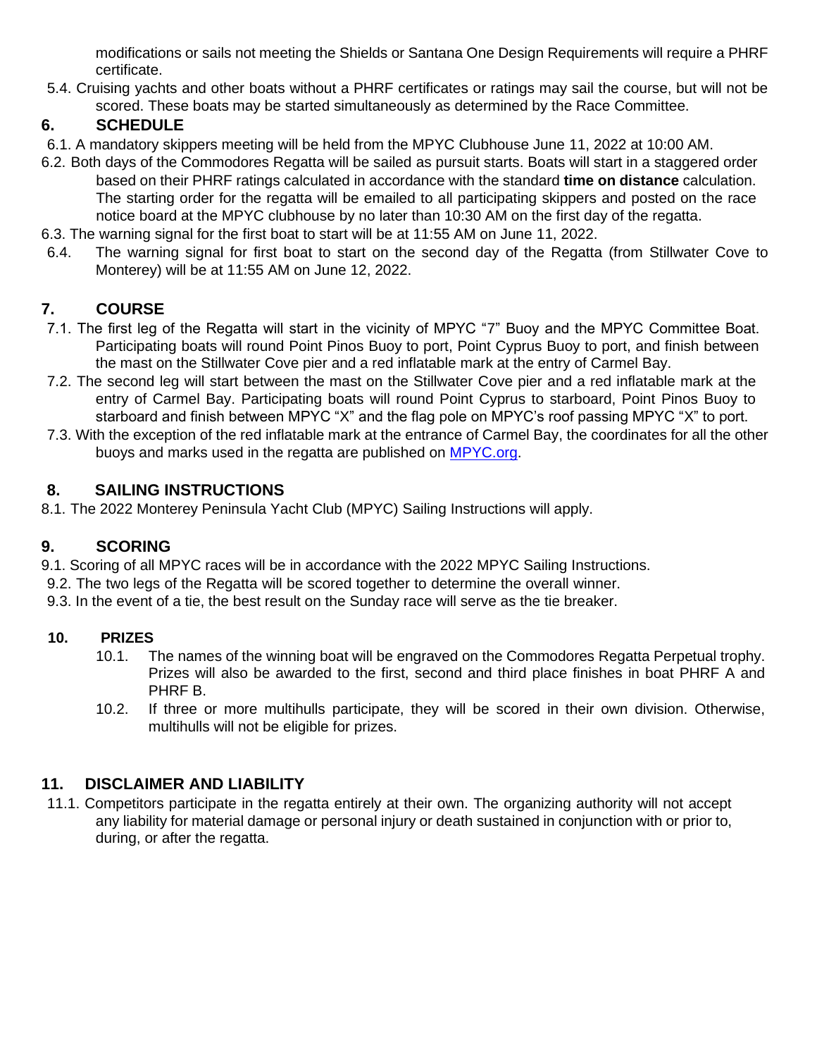modifications or sails not meeting the Shields or Santana One Design Requirements will require a PHRF certificate.

5.4. Cruising yachts and other boats without a PHRF certificates or ratings may sail the course, but will not be scored. These boats may be started simultaneously as determined by the Race Committee.

## 6. SCHEDULE

6.1. A mandatory skippers meeting will be held from the MPYC Clubhouse June 11, 2022 at 10:00 AM.

6.2. Both days of the Commodores Regatta will be sailed as pursuit starts. Boats will start in a staggered order based on their PHRF ratings calculated in accordance with the standard **time on distance** calculation. The starting order for the regatta will be emailed to all participating skippers and posted on the race notice board at the MPYC clubhouse by no later than 10:30 AM on the first day of the regatta.

6.3. The warning signal for the first boat to start will be at 11:55 AM on June 11, 2022.

6.4. The warning signal for first boat to start on the second day of the Regatta (from Stillwater Cove to Monterey) will be at 11:55 AM on June 12, 2022.

## 7. COURSE

7.1. The first leg of the Regatta will start in the vicinity of MPYC "7" Buoy and the MPYC Committee Boat. Participating boats will round Point Pinos Buoy to port, Point Cyprus Buoy to port, and finish between the mast on the Stillwater Cove pier and a red inflatable mark at the entry of Carmel Bay.

7.2. The second leg will start between the mast on the Stillwater Cove pier and a red inflatable mark at the entry of Carmel Bay. Participating boats will round Point Cyprus to starboard, Point Pinos Buoy to starboard and finish between MPYC "X" and the flag pole on MPYC's roof passing MPYC "X" to port.

7.3. With the exception of the red inflatable mark at the entrance of Carmel Bay, the coordinates for all the other buoys and marks used in the regatta are published on [MPYC.org](MPYC.org).

## 8. SAILING INSTRUCTIONS

8.1. The 2022 Monterey Peninsula Yacht Club (MPYC) Sailing Instructions will apply.

## 9. SCORING

9.1. Scoring of all MPYC races will be in accordance with the 2022 MPYC Sailing Instructions.

9.2. The two legs of the Regatta will be scored together to determine the overall winner.

9.3. In the event of a tie, the best result on the Sunday race will serve as the tie breaker.

## 10. PRIZES

10.1. The names of the winning boat will be engraved on the Commodores Regatta Perpetual trophy. Prizes will also be awarded to the first, second and third place finishes in boat PHRF A and PHRF B.

10.2. If three or more multihulls participate, they will be scored in their own division. Otherwise, multihulls will not be eligible for prizes.

## 11. DISCLAIMER AND LIABILITY

11.1. Competitors participate in the regatta entirely at their own. The organizing authority will not accept any liability for material damage or personal injury or death sustained in conjunction with or prior to, during, or after the regatta.